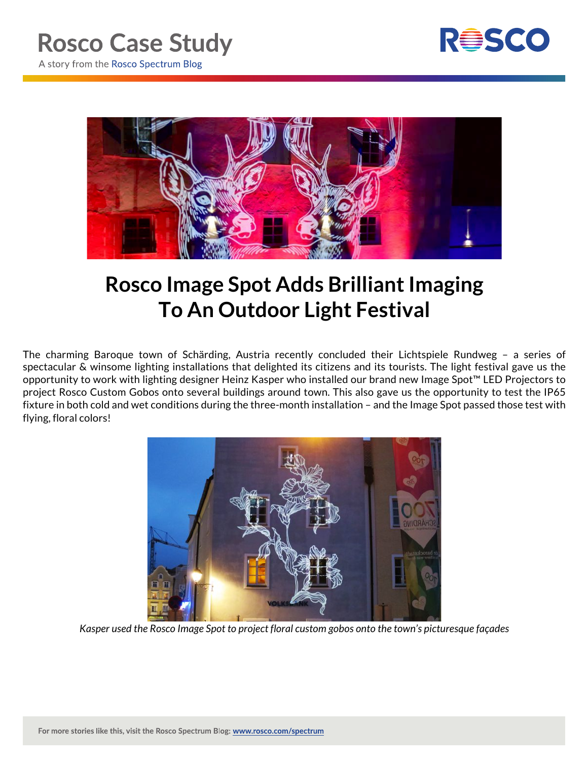# Rosco Case Study

A story from the Rosco Spectrum Blog

## Rosco Image Spot Adds Brilliant Imaging To An Outdoor Light Festival

The charming Baroque town of Schärding, Austria recently concluded their Lichtspiele Rundweg – a series of spectacular & winsome lighting installations that delighted its citizens and its tourists. The light festival gave us the opportunity to work with lighting designer Heinz Kasper who installed our brand new Image Spot™ LED Projectors to project Rosco Custom Gobos onto several buildings around town. This also gave us the opportunity to test the IP65 fixture in both cold and wet conditions during the three-month installation – and the Image Spot passed those test with flying, floral colors!

*Kasper used the Rosco Image Spot to project floral custom gobos onto the town's picturesque façades*

For more stories like this, visit the Rosco Spectrum Blog: www.rosco.com/spectrum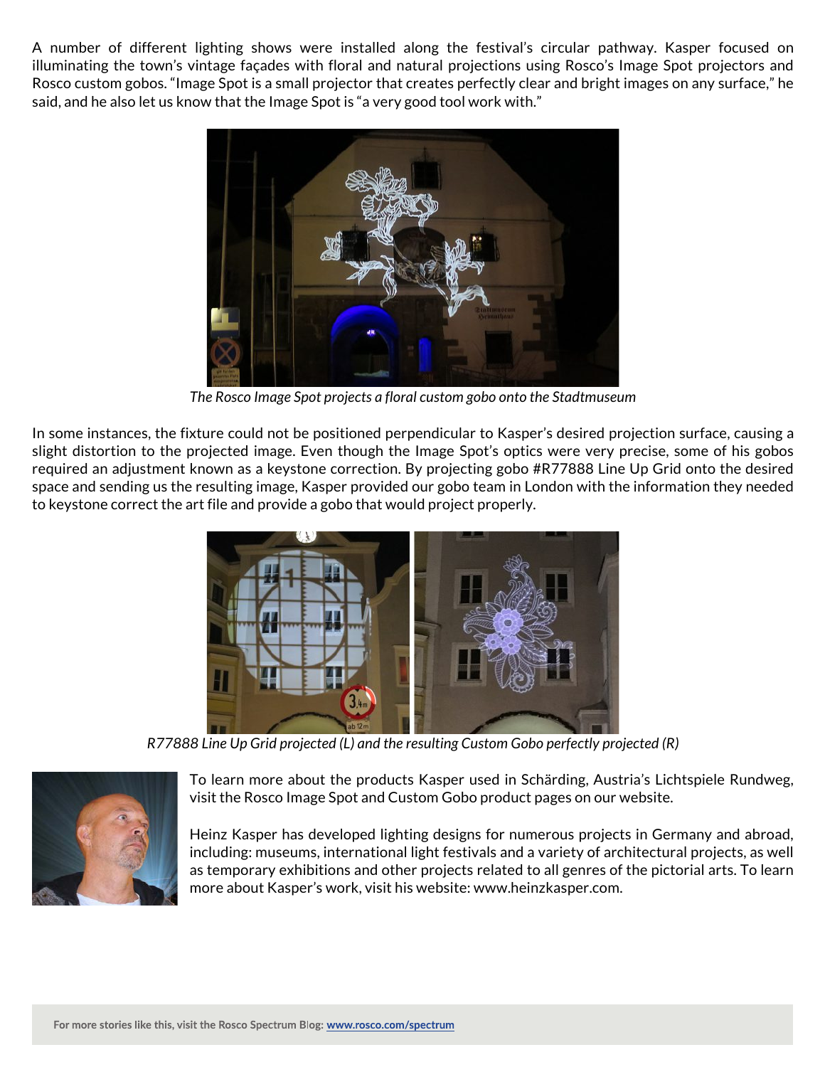A number of different lighting shows were installed along the festival's circular pathway. Kasper focused on illuminating the town's vintage façades with floral and natural projections using Rosco's Image Spot projectors and Rosco custom gobos. "Image Spot is a small projector that creates perfectly clear and bright images on any surface," he said, and he also let us know that the Image Spot is "a very good tool work with."

*The Rosco Image Spot projects a floral custom gobo onto the Stadtmuseum*

In some instances, the fixture could not be positioned perpendicular to Kasper's desired projection surface, causing a slight distortion to the projected image. Even though the Image Spot's optics were very precise, some of his gobos required an adjustment known as a keystone correction. By projecting gobo #R77888 Line Up Grid onto the desired space and sending us the resulting image, Kasper provided our gobo team in London with the information they needed to keystone correct the art file and provide a gobo that would project properly.

*R77888 Line Up Grid projected (L) and the resulting Custom Gobo perfectly projected (R)*

To learn more about the products Kasper used in Schärding, Austria's Lichtspiele Rundweg, visit the Rosco Image Spot and Custom Gobo product pages on our website.

Heinz Kasper has developed lighting designs for numerous projects in Germany and abroad, including: museums, international light festivals and a variety of architectural projects, as well as temporary exhibitions and other projects related to all genres of the pictorial arts. To learn more about Kasper's work, visit his website: www.heinzkasper.com.

**For more stories like this, visit the Rosco Spectrum Blog: [www.rosco.com/spectrum](www.rosco.com/spectrum)**